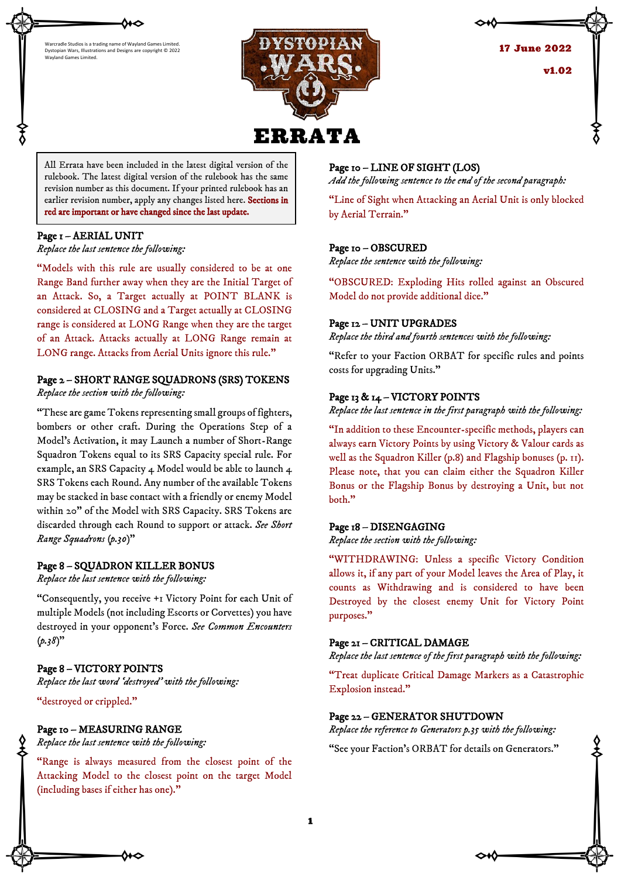Warcradle Studios is a trading name of Wayland Games Limited. Dystopian Wars, Illustrations and Designs are copyright © 2022 Wayland Games Limited.

# DYSTOPIAN WARS ERRATA

**17 June 2022**

**v1.02**

All Errata have been included in the latest digital version of the rulebook. The latest digital version of the rulebook has the same revision number as this document. If your printed rulebook has an earlier revision number, apply any changes listed here. **Sections in red are important or have changed since the last update.**

### Page 1 – AERIAL UNIT

*Replace the last sentence the following:*

"Models with this rule are usually considered to be at one Range Band further away when they are the Initial Target of an Attack. So, a Target actually at POINT BLANK is considered at CLOSING and a Target actually at CLOSING range is considered at LONG Range when they are the target of an Attack. Attacks actually at LONG Range remain at LONG range. Attacks from Aerial Units ignore this rule."

### Page 2 – SHORT RANGE SQUADRONS (SRS) TOKENS

*Replace the section with the following:*

"These are game Tokens representing small groups of fighters, bombers or other craft. During the Operations Step of a Model's Activation, it may Launch a number of Short-Range Squadron Tokens equal to its SRS Capacity special rule. For example, an SRS Capacity 4 Model would be able to launch 4 SRS Tokens each Round. Any number of the available Tokens may be stacked in base contact with a friendly or enemy Model within 20" of the Model with SRS Capacity. SRS Tokens are discarded through each Round to support or attack. *See Short Range Squadrons (p.30)*"

### Page 8 – SQUADRON KILLER BONUS

*Replace the last sentence with the following:*

"Consequently, you receive +1 Victory Point for each Unit of multiple Models (not including Escorts or Corvettes) you have destroyed in your opponent's Force. *See Common Encounters (p.38)*"

### Page 8 – VICTORY POINTS

*Replace the last word 'destroyed' with the following:*

"destroyed or crippled."

### Page 10 – MEASURING RANGE

*Replace the last sentence with the following:*

"Range is always measured from the closest point of the Attacking Model to the closest point on the target Model (including bases if either has one)."

### Page 10 – LINE OF SIGHT (LOS)

*Add the following sentence to the end of the second paragraph:*

"Line of Sight when Attacking an Aerial Unit is only blocked by Aerial Terrain."

### Page 10 – OBSCURED

*Replace the sentence with the following:*

"OBSCURED: Exploding Hits rolled against an Obscured Model do not provide additional dice."

### Page 12 – UNIT UPGRADES

*Replace the third and fourth sentences with the following:*

"Refer to your Faction ORBAT for specific rules and points costs for upgrading Units."

### Page 13 & 14 – VICTORY POINTS

*Replace the last sentence in the first paragraph with the following:*

"In addition to these Encounter-specific methods, players can always earn Victory Points by using Victory & Valour cards as well as the Squadron Killer (p.8) and Flagship bonuses (p. 11). Please note, that you can claim either the Squadron Killer Bonus or the Flagship Bonus by destroying a Unit, but not both."

### Page 18 – DISENGAGING

*Replace the section with the following:*

"WITHDRAWING: Unless a specific Victory Condition allows it, if any part of your Model leaves the Area of Play, it counts as Withdrawing and is considered to have been Destroyed by the closest enemy Unit for Victory Point purposes."

### Page 21 – CRITICAL DAMAGE

*Replace the last sentence of the first paragraph with the following:*

"Treat duplicate Critical Damage Markers as a Catastrophic Explosion instead."

### Page 22 – GENERATOR SHUTDOWN

*Replace the reference to Generators p.35 with the following:*

"See your Faction's ORBAT for details on Generators."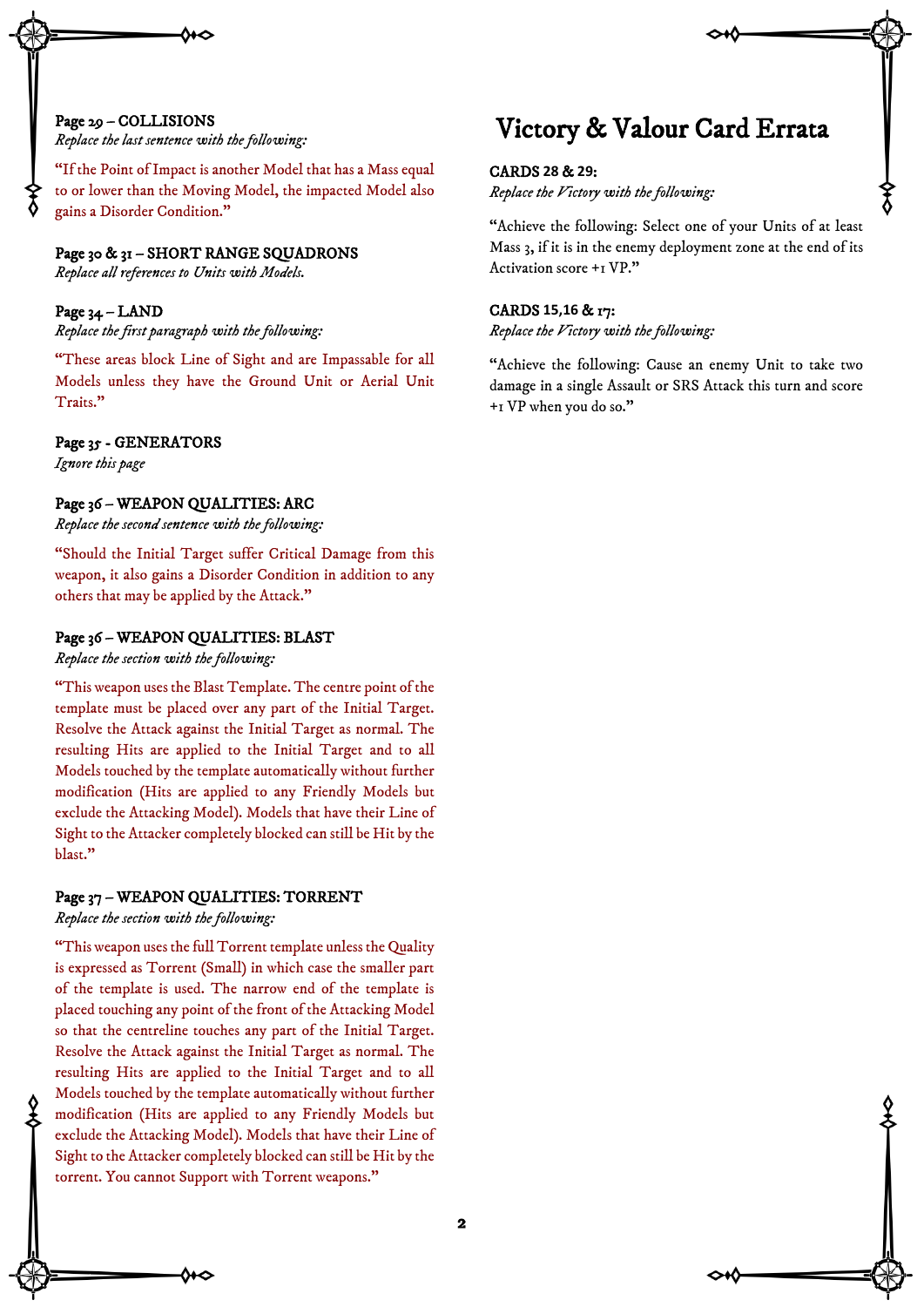**Page 29 – COLLISIONS**
*Replace the last sentence with the following:*

"If the Point of Impact is another Model that has a Mass equal to or lower than the Moving Model, the impacted Model also gains a Disorder Condition."

**Page 30 & 31 – SHORT RANGE SQUADRONS**
*Replace all references to Units with Models.*

**Page 34 – LAND**
*Replace the first paragraph with the following:*

"These areas block Line of Sight and are Impassable for all Models unless they have the Ground Unit or Aerial Unit Traits."

**Page 35 - GENERATORS**
*Ignore this page*

**Page 36 – WEAPON QUALITIES: ARC**
*Replace the second sentence with the following:*

"Should the Initial Target suffer Critical Damage from this weapon, it also gains a Disorder Condition in addition to any others that may be applied by the Attack."

**Page 36 – WEAPON QUALITIES: BLAST**
*Replace the section with the following:*

"This weapon uses the Blast Template. The centre point of the template must be placed over any part of the Initial Target. Resolve the Attack against the Initial Target as normal. The resulting Hits are applied to the Initial Target and to all Models touched by the template automatically without further modification (Hits are applied to any Friendly Models but exclude the Attacking Model). Models that have their Line of Sight to the Attacker completely blocked can still be Hit by the blast."

**Page 37 – WEAPON QUALITIES: TORRENT**
*Replace the section with the following:*

"This weapon uses the full Torrent template unless the Quality is expressed as Torrent (Small) in which case the smaller part of the template is used. The narrow end of the template is placed touching any point of the front of the Attacking Model so that the centreline touches any part of the Initial Target. Resolve the Attack against the Initial Target as normal. The resulting Hits are applied to the Initial Target and to all Models touched by the template automatically without further modification (Hits are applied to any Friendly Models but exclude the Attacking Model). Models that have their Line of Sight to the Attacker completely blocked can still be Hit by the torrent. You cannot Support with Torrent weapons."

# Victory & Valour Card Errata

**CARDS 28 & 29:**
*Replace the Victory with the following:*

"Achieve the following: Select one of your Units of at least Mass 3, if it is in the enemy deployment zone at the end of its Activation score +1 VP."

**CARDS 15,16 & 17:**
*Replace the Victory with the following:*

"Achieve the following: Cause an enemy Unit to take two damage in a single Assault or SRS Attack this turn and score +1 VP when you do so."